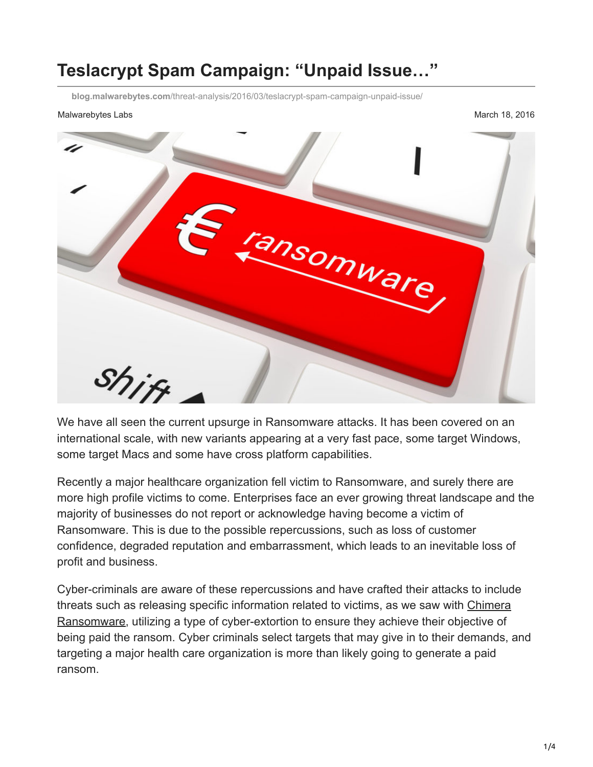# Teslacrypt Spam Campaign: "Unpaid Issue…"

blog.malwarebytes.com/threat-analysis/2016/03/teslacrypt-spam-campaign-unpaid-issue/

Malwarebytes Labs

March 18, 2016

We have all seen the current upsurge in Ransomware attacks. It has been covered on an international scale, with new variants appearing at a very fast pace, some target Windows, some target Macs and some have cross platform capabilities.

Recently a major healthcare organization fell victim to Ransomware, and surely there are more high profile victims to come. Enterprises face an ever growing threat landscape and the majority of businesses do not report or acknowledge having become a victim of Ransomware. This is due to the possible repercussions, such as loss of customer confidence, degraded reputation and embarrassment, which leads to an inevitable loss of profit and business.

Cyber-criminals are aware of these repercussions and have crafted their attacks to include threats such as releasing specific information related to victims, as we saw with Chimera Ransomware, utilizing a type of cyber-extortion to ensure they achieve their objective of being paid the ransom. Cyber criminals select targets that may give in to their demands, and targeting a major health care organization is more than likely going to generate a paid ransom.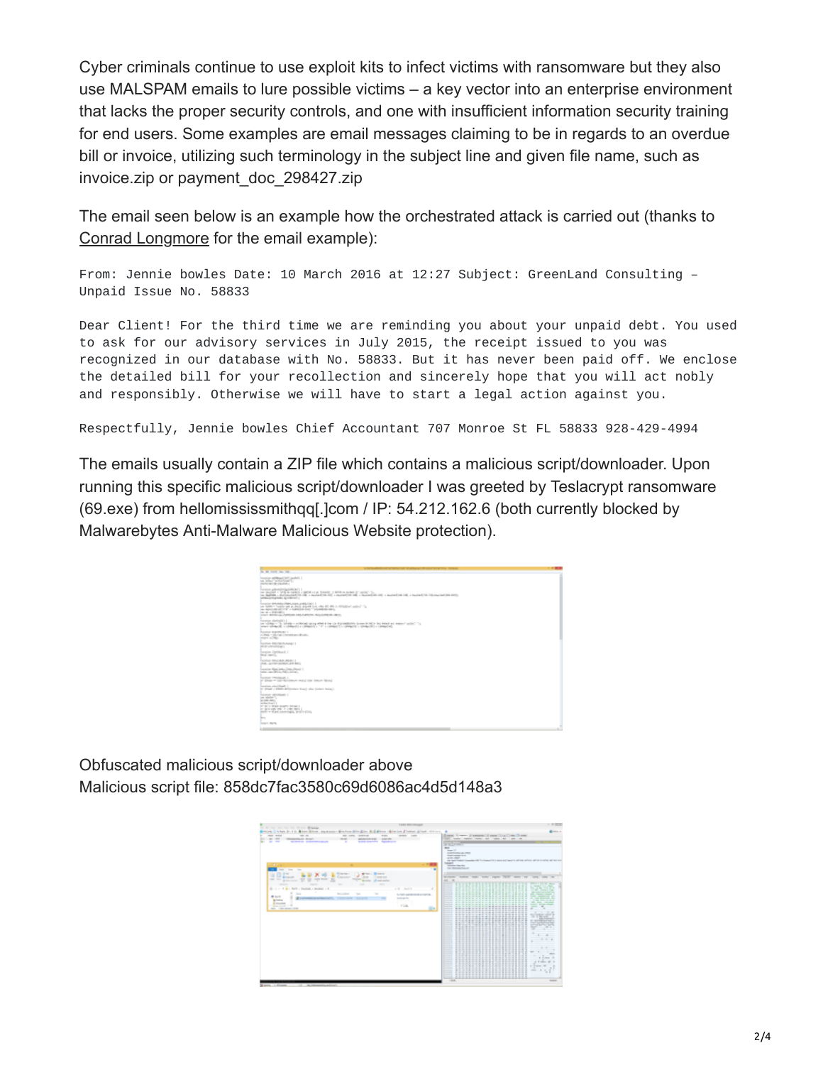Cyber criminals continue to use exploit kits to infect victims with ransomware but they also use MALSPAM emails to lure possible victims – a key vector into an enterprise environment that lacks the proper security controls, and one with insufficient information security training for end users. Some examples are email messages claiming to be in regards to an overdue bill or invoice, utilizing such terminology in the subject line and given file name, such as invoice.zip or payment_doc_298427.zip

The email seen below is an example how the orchestrated attack is carried out (thanks to Conrad Longmore for the email example):

```
From: Jennie bowles Date: 10 March 2016 at 12:27 Subject: GreenLand Consulting –
Unpaid Issue No. 58833

Dear Client! For the third time we are reminding you about your unpaid debt. You used
to ask for our advisory services in July 2015, the receipt issued to you was
recognized in our database with No. 58833. But it has never been paid off. We enclose
the detailed bill for your recollection and sincerely hope that you will act nobly
and responsibly. Otherwise we will have to start a legal action against you.

Respectfully, Jennie bowles Chief Accountant 707 Monroe St FL 58833 928-429-4994
```

The emails usually contain a ZIP file which contains a malicious script/downloader. Upon running this specific malicious script/downloader I was greeted by Teslacrypt ransomware (69.exe) from hellomississmithqq[.]com / IP: 54.212.162.6 (both currently blocked by Malwarebytes Anti-Malware Malicious Website protection).

Obfuscated malicious script/downloader above
Malicious script file: 858dc7fac3580c69d6086ac4d5d148a3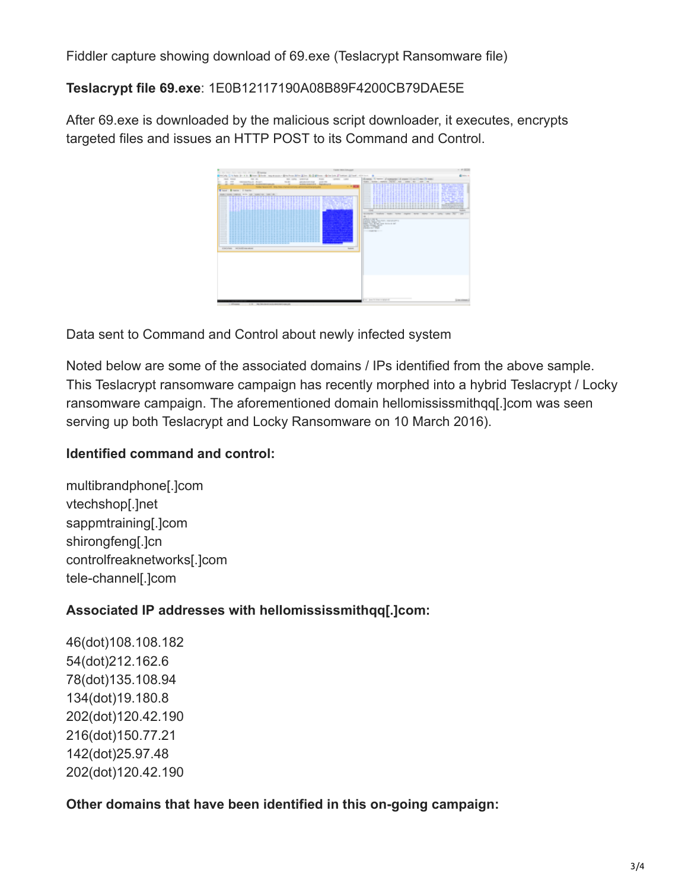Fiddler capture showing download of 69.exe (Teslacrypt Ransomware file)

**Teslacrypt file 69.exe**: 1E0B12117190A08B89F4200CB79DAE5E

After 69.exe is downloaded by the malicious script downloader, it executes, encrypts targeted files and issues an HTTP POST to its Command and Control.

Data sent to Command and Control about newly infected system

Noted below are some of the associated domains / IPs identified from the above sample. This Teslacrypt ransomware campaign has recently morphed into a hybrid Teslacrypt / Locky ransomware campaign. The aforementioned domain hellomississmithqq[.]com was seen serving up both Teslacrypt and Locky Ransomware on 10 March 2016).

**Identified command and control:**

multibrandphone[.]com
vtechshop[.]net
sappmtraining[.]com
shirongfeng[.]cn
controlfreaknetworks[.]com
tele-channel[.]com

**Associated IP addresses with hellomississmithqq[.]com:**

46(dot)108.108.182
54(dot)212.162.6
78(dot)135.108.94
134(dot)19.180.8
202(dot)120.42.190
216(dot)150.77.21
142(dot)25.97.48
202(dot)120.42.190

**Other domains that have been identified in this on-going campaign:**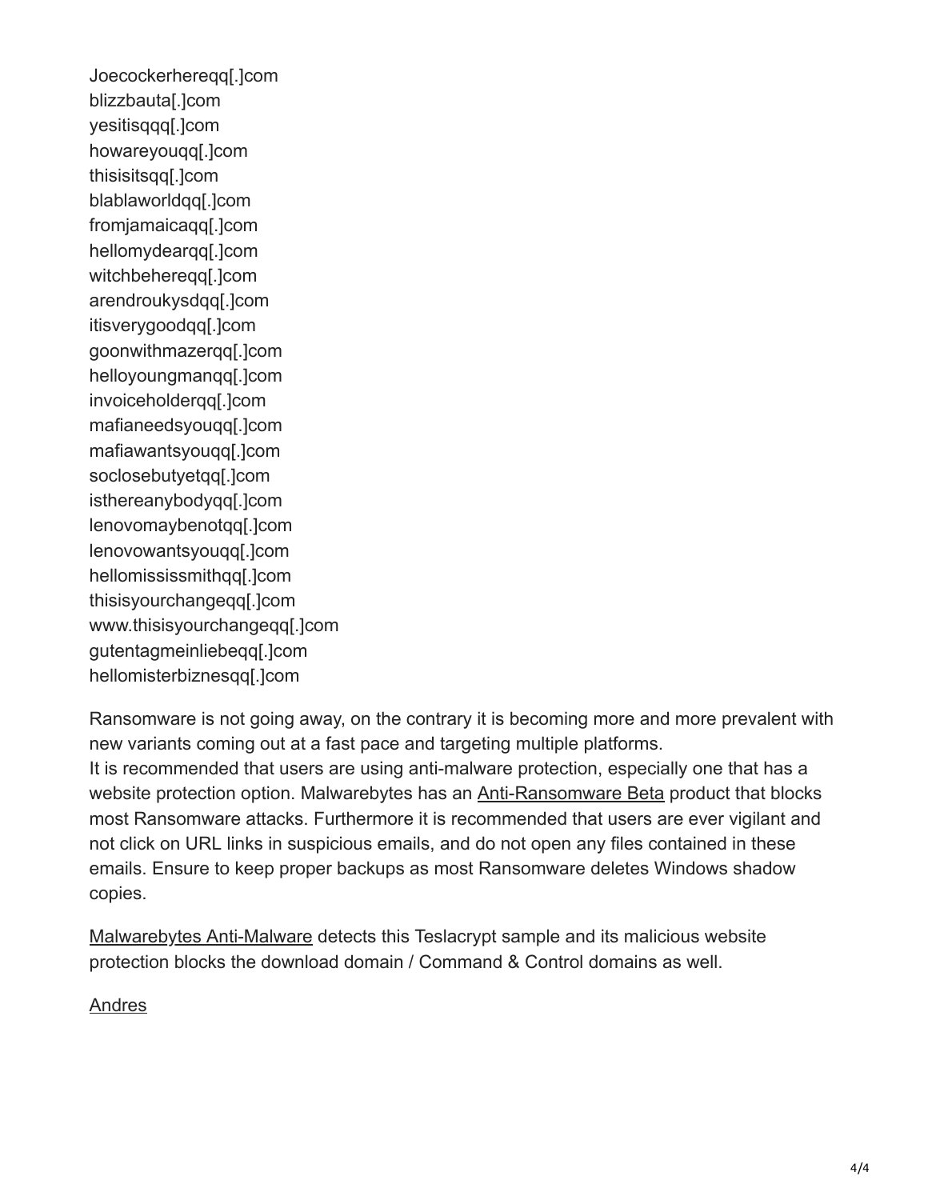Joecockerhereqq[.]com
blizzbauta[.]com
yesitisqqq[.]com
howareyouqq[.]com
thisisitsqq[.]com
blablaworldqq[.]com
fromjamaicaqq[.]com
hellomydearqq[.]com
witchbehereqq[.]com
arendroukysdqq[.]com
itisverygoodqq[.]com
goonwithmazerqq[.]com
helloyoungmanqq[.]com
invoiceholderqq[.]com
mafianeedsyouqq[.]com
mafiawantsyouqq[.]com
soclosebutyetqq[.]com
isthereanybodyqq[.]com
lenovomaybenotqq[.]com
lenovowantsyouqq[.]com
hellomississmithqq[.]com
thisisyourchangeqq[.]com
www.thisisyourchangeqq[.]com
gutentagmeinliebeqq[.]com
hellomisterbiznesqq[.]com

Ransomware is not going away, on the contrary it is becoming more and more prevalent with new variants coming out at a fast pace and targeting multiple platforms.
It is recommended that users are using anti-malware protection, especially one that has a website protection option. Malwarebytes has an Anti-Ransomware Beta product that blocks most Ransomware attacks. Furthermore it is recommended that users are ever vigilant and not click on URL links in suspicious emails, and do not open any files contained in these emails. Ensure to keep proper backups as most Ransomware deletes Windows shadow copies.

Malwarebytes Anti-Malware detects this Teslacrypt sample and its malicious website protection blocks the download domain / Command & Control domains as well.

Andres